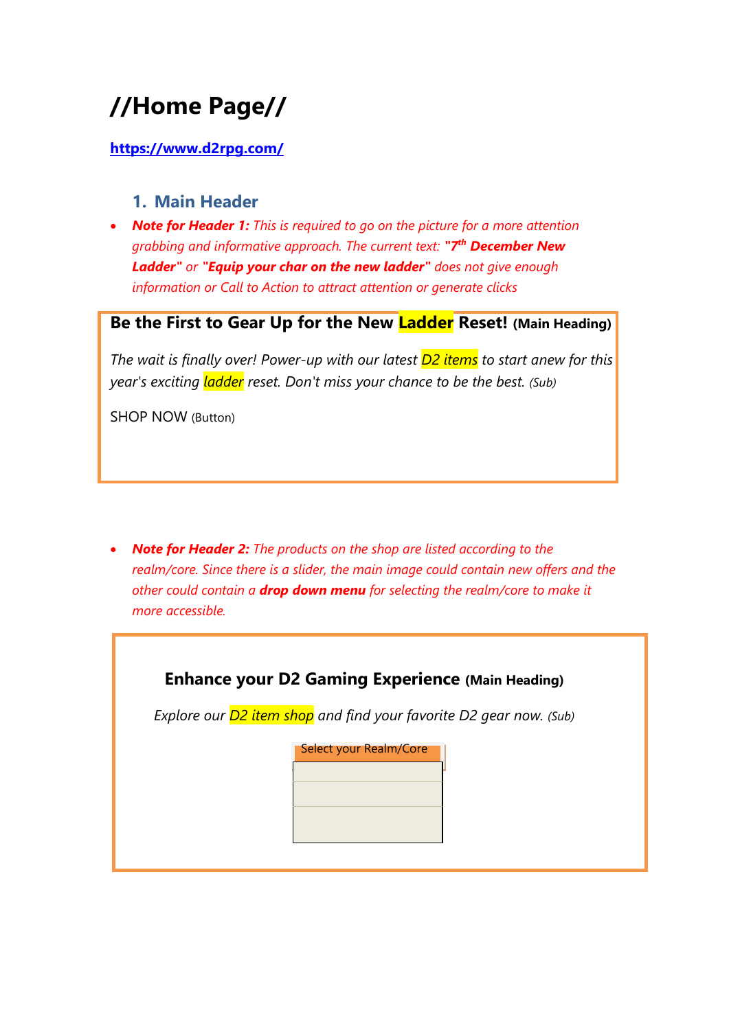# //Home Page//

**https://www.d2rpg.com/**

## 1. Main Header

- ***Note for Header 1:*** *This is required to go on the picture for a more attention grabbing and informative approach. The current text:* ***"7th December New Ladder"*** *or* ***"Equip your char on the new ladder"*** *does not give enough information or Call to Action to attract attention or generate clicks*

**Be the First to Gear Up for the New Ladder Reset! (Main Heading)**

*The wait is finally over! Power-up with our latest D2 items to start anew for this year's exciting ladder reset. Don't miss your chance to be the best. (Sub)*

SHOP NOW (Button)

- ***Note for Header 2:*** *The products on the shop are listed according to the realm/core. Since there is a slider, the main image could contain new offers and the other could contain a* ***drop down menu*** *for selecting the realm/core to make it more accessible.*

**Enhance your D2 Gaming Experience (Main Heading)**

*Explore our D2 item shop and find your favorite D2 gear now. (Sub)*

Select your Realm/Core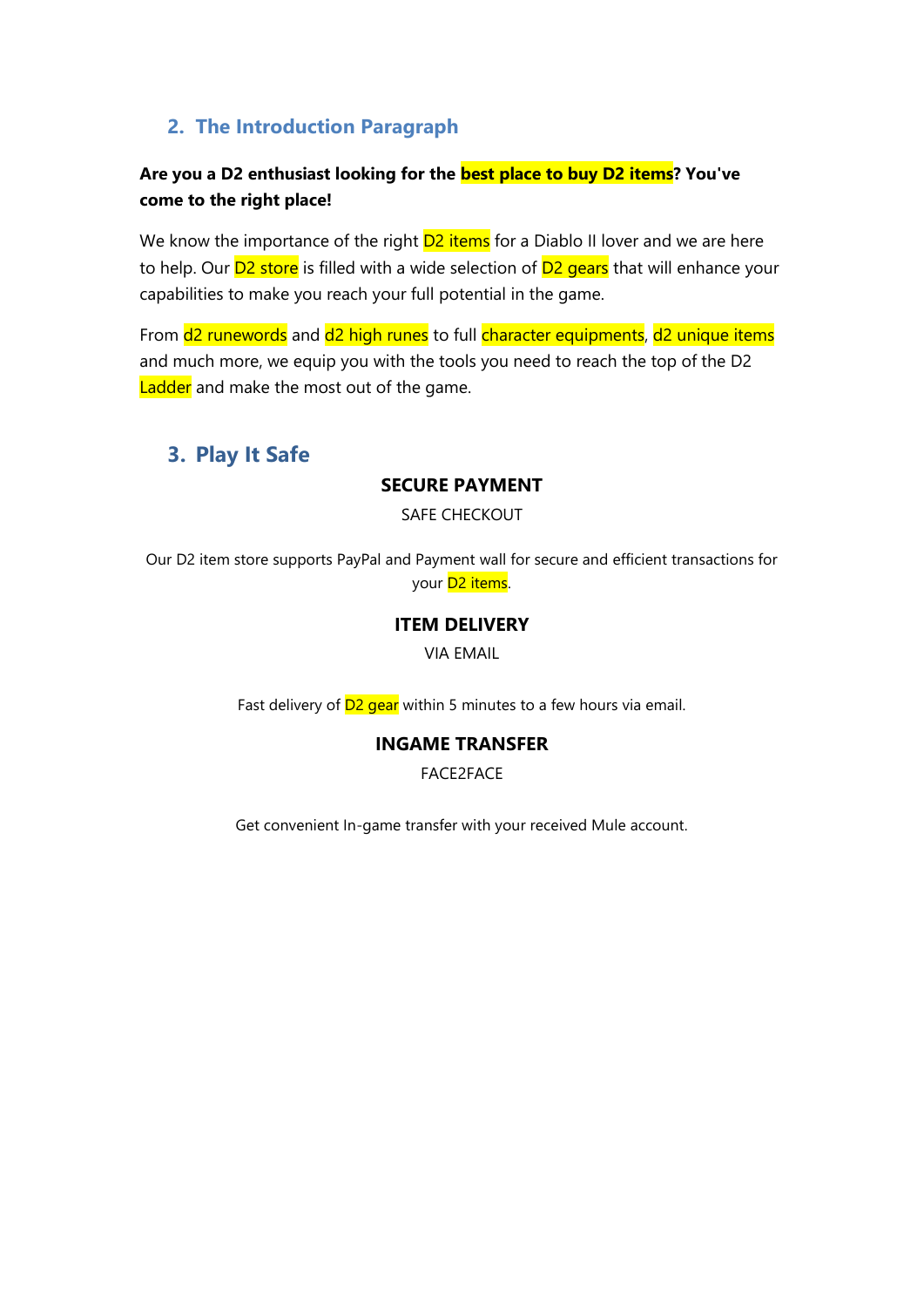## 2. The Introduction Paragraph

**Are you a D2 enthusiast looking for the best place to buy D2 items? You've come to the right place!**

We know the importance of the right D2 items for a Diablo II lover and we are here to help. Our D2 store is filled with a wide selection of D2 gears that will enhance your capabilities to make you reach your full potential in the game.

From d2 runewords and d2 high runes to full character equipments, d2 unique items and much more, we equip you with the tools you need to reach the top of the D2 Ladder and make the most out of the game.

## 3. Play It Safe

**SECURE PAYMENT**

SAFE CHECKOUT

Our D2 item store supports PayPal and Payment wall for secure and efficient transactions for your D2 items.

**ITEM DELIVERY**

VIA EMAIL

Fast delivery of D2 gear within 5 minutes to a few hours via email.

**INGAME TRANSFER**

FACE2FACE

Get convenient In-game transfer with your received Mule account.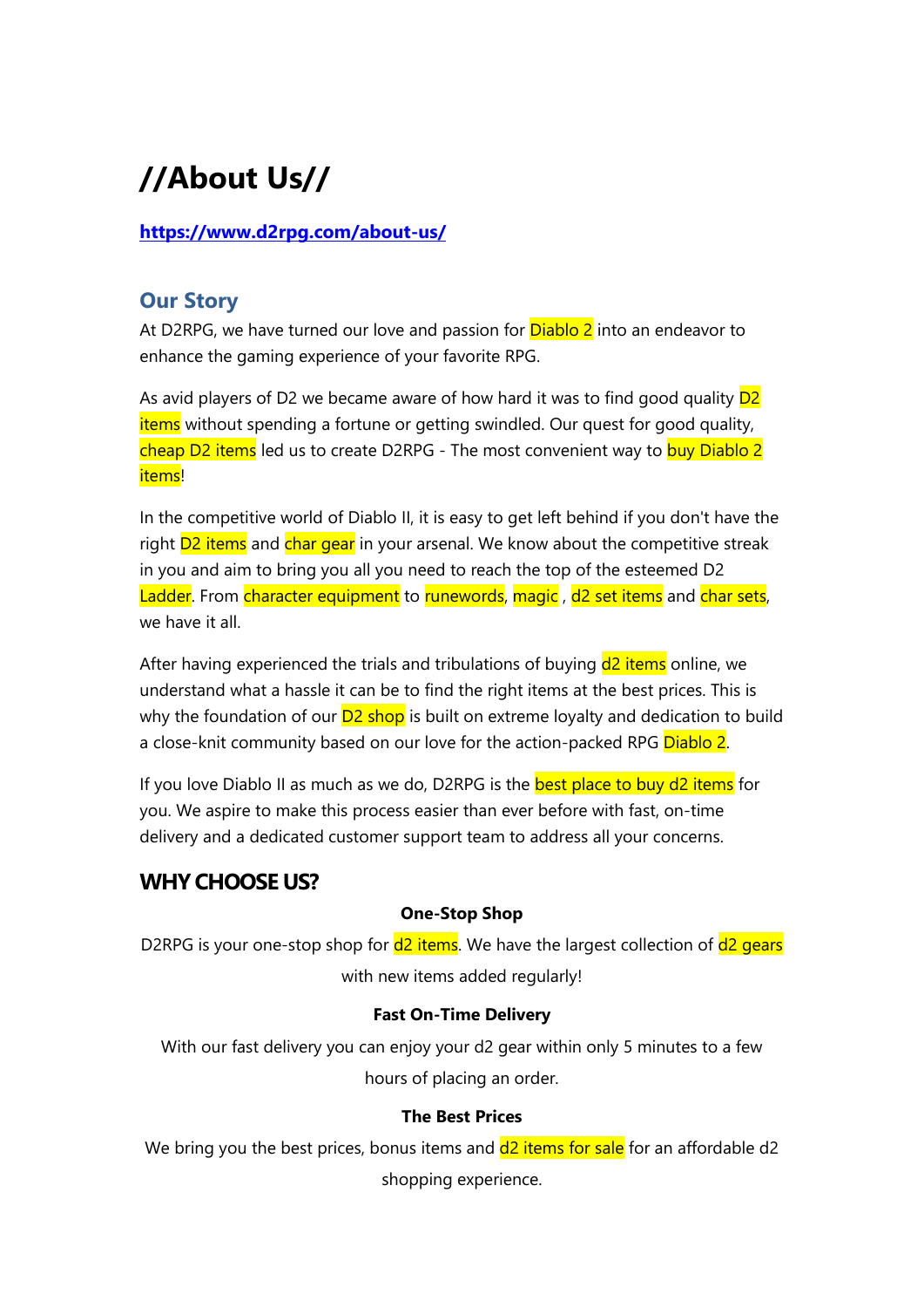# //About Us//

**https://www.d2rpg.com/about-us/**

## Our Story

At D2RPG, we have turned our love and passion for Diablo 2 into an endeavor to enhance the gaming experience of your favorite RPG.

As avid players of D2 we became aware of how hard it was to find good quality D2 items without spending a fortune or getting swindled. Our quest for good quality, cheap D2 items led us to create D2RPG - The most convenient way to buy Diablo 2 items!

In the competitive world of Diablo II, it is easy to get left behind if you don't have the right D2 items and char gear in your arsenal. We know about the competitive streak in you and aim to bring you all you need to reach the top of the esteemed D2 Ladder. From character equipment to runewords, magic , d2 set items and char sets, we have it all.

After having experienced the trials and tribulations of buying d2 items online, we understand what a hassle it can be to find the right items at the best prices. This is why the foundation of our D2 shop is built on extreme loyalty and dedication to build a close-knit community based on our love for the action-packed RPG Diablo 2.

If you love Diablo II as much as we do, D2RPG is the best place to buy d2 items for you. We aspire to make this process easier than ever before with fast, on-time delivery and a dedicated customer support team to address all your concerns.

## WHY CHOOSE US?

**One-Stop Shop**

D2RPG is your one-stop shop for d2 items. We have the largest collection of d2 gears with new items added regularly!

**Fast On-Time Delivery**

With our fast delivery you can enjoy your d2 gear within only 5 minutes to a few hours of placing an order.

**The Best Prices**

We bring you the best prices, bonus items and d2 items for sale for an affordable d2 shopping experience.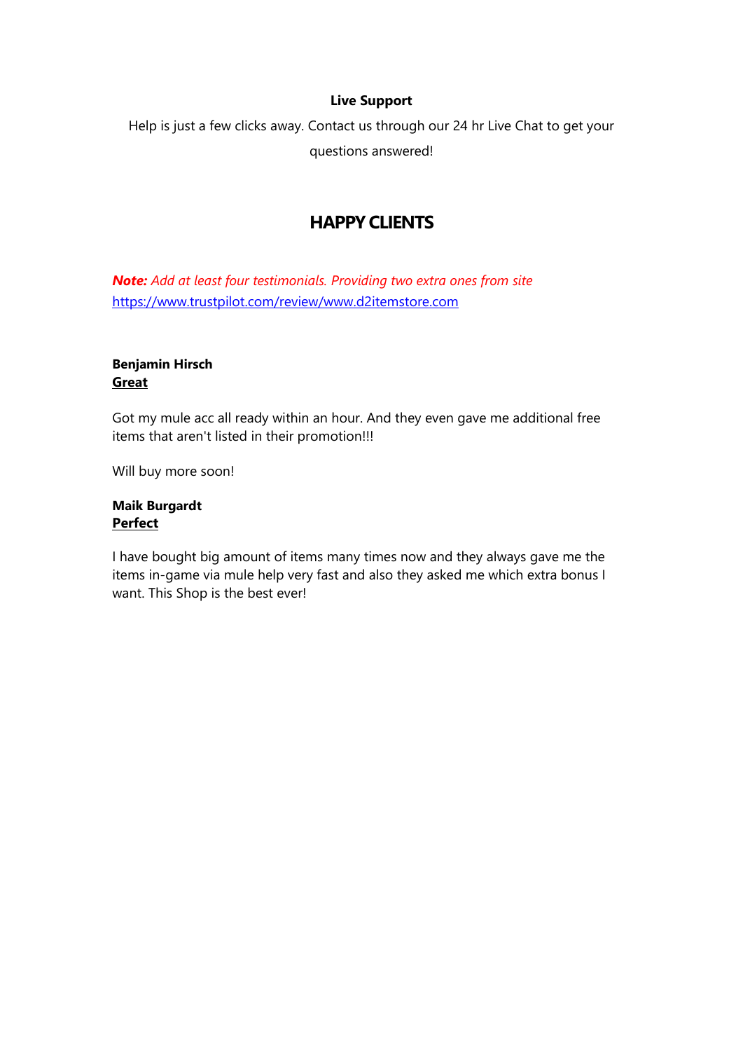**Live Support**

Help is just a few clicks away. Contact us through our 24 hr Live Chat to get your questions answered!

## HAPPY CLIENTS

***Note:*** *Add at least four testimonials. Providing two extra ones from site* https://www.trustpilot.com/review/www.d2itemstore.com

**Benjamin Hirsch**
**Great**

Got my mule acc all ready within an hour. And they even gave me additional free items that aren't listed in their promotion!!!

Will buy more soon!

**Maik Burgardt**
**Perfect**

I have bought big amount of items many times now and they always gave me the items in-game via mule help very fast and also they asked me which extra bonus I want. This Shop is the best ever!